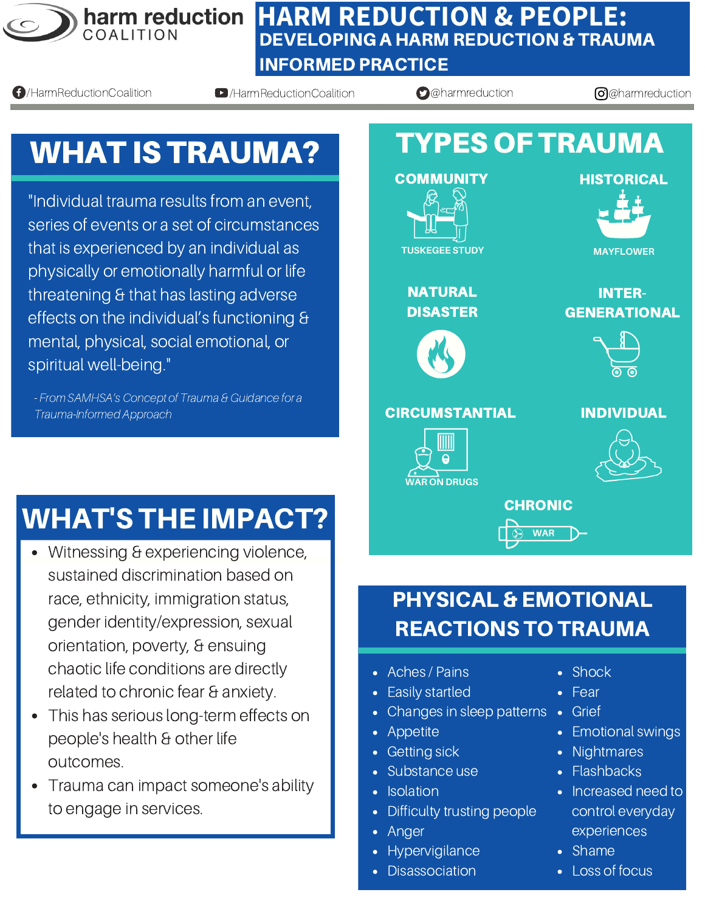harm reduction COALITION

# HARM REDUCTION & PEOPLE: DEVELOPING A HARM REDUCTION & TRAUMA INFORMED PRACTICE

/HarmReductionCoalition /HarmReductionCoalition @harmreduction @harmreduction

## WHAT IS TRAUMA?

"Individual trauma results from an event, series of events or a set of circumstances that is experienced by an individual as physically or emotionally harmful or life threatening & that has lasting adverse effects on the individual's functioning & mental, physical, social emotional, or spiritual well-being."

*- From SAMHSA's Concept of Trauma & Guidance for a Trauma-Informed Approach*

## WHAT'S THE IMPACT?

- Witnessing & experiencing violence, sustained discrimination based on race, ethnicity, immigration status, gender identity/expression, sexual orientation, poverty, & ensuing chaotic life conditions are directly related to chronic fear & anxiety.
- This has serious long-term effects on people's health & other life outcomes.
- Trauma can impact someone's ability to engage in services.

## TYPES OF TRAUMA

**COMMUNITY**
TUSKEGEE STUDY

**HISTORICAL**
MAYFLOWER

**NATURAL DISASTER**

**INTER-GENERATIONAL**

**CIRCUMSTANTIAL**
WAR ON DRUGS

**INDIVIDUAL**

**CHRONIC**
WAR

## PHYSICAL & EMOTIONAL REACTIONS TO TRAUMA

- Aches / Pains
- Easily startled
- Changes in sleep patterns
- Appetite
- Getting sick
- Substance use
- Isolation
- Difficulty trusting people
- Anger
- Hypervigilance
- Disassociation
- Shock
- Fear
- Grief
- Emotional swings
- Nightmares
- Flashbacks
- Increased need to control everyday experiences
- Shame
- Loss of focus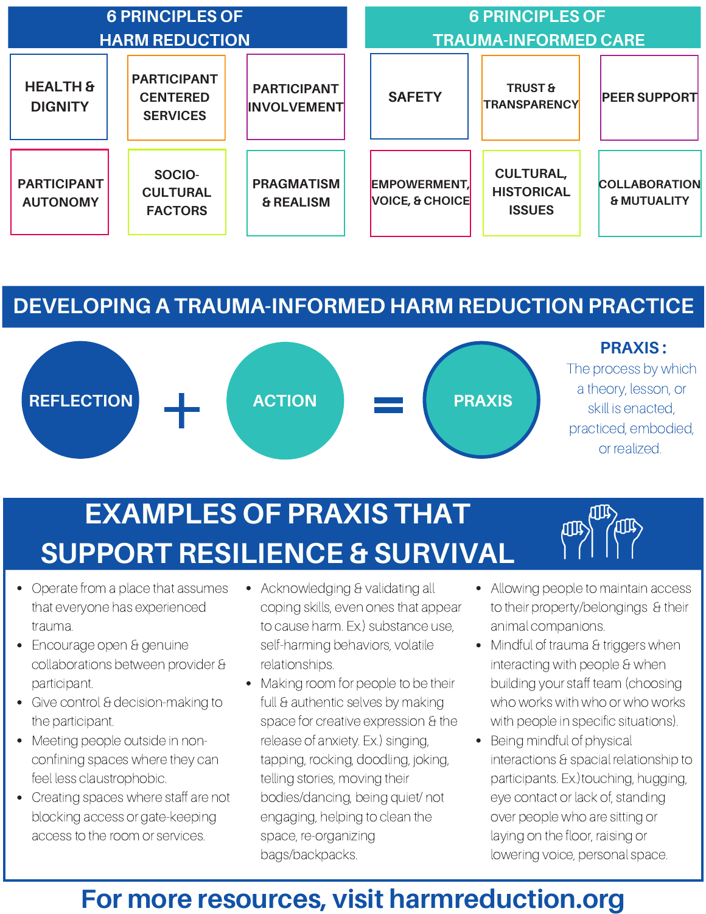## 6 PRINCIPLES OF HARM REDUCTION

- HEALTH & DIGNITY
- PARTICIPANT CENTERED SERVICES
- PARTICIPANT INVOLVEMENT
- PARTICIPANT AUTONOMY
- SOCIO-CULTURAL FACTORS
- PRAGMATISM & REALISM

## 6 PRINCIPLES OF TRAUMA-INFORMED CARE

- SAFETY
- TRUST & TRANSPARENCY
- PEER SUPPORT
- EMPOWERMENT, VOICE, & CHOICE
- CULTURAL, HISTORICAL ISSUES
- COLLABORATION & MUTUALITY

## DEVELOPING A TRAUMA-INFORMED HARM REDUCTION PRACTICE

REFLECTION + ACTION = PRAXIS

**PRAXIS:** The process by which a theory, lesson, or skill is enacted, practiced, embodied, or realized.

## EXAMPLES OF PRAXIS THAT SUPPORT RESILIENCE & SURVIVAL

- Operate from a place that assumes that everyone has experienced trauma.
- Encourage open & genuine collaborations between provider & participant.
- Give control & decision-making to the participant.
- Meeting people outside in non-confining spaces where they can feel less claustrophobic.
- Creating spaces where staff are not blocking access or gate-keeping access to the room or services.
- Acknowledging & validating all coping skills, even ones that appear to cause harm. Ex.) substance use, self-harming behaviors, volatile relationships.
- Making room for people to be their full & authentic selves by making space for creative expression & the release of anxiety. Ex.) singing, tapping, rocking, doodling, joking, telling stories, moving their bodies/dancing, being quiet/ not engaging, helping to clean the space, re-organizing bags/backpacks.
- Allowing people to maintain access to their property/belongings & their animal companions.
- Mindful of trauma & triggers when interacting with people & when building your staff team (choosing who works with who or who works with people in specific situations).
- Being mindful of physical interactions & spacial relationship to participants. Ex.) touching, hugging, eye contact or lack of, standing over people who are sitting or laying on the floor, raising or lowering voice, personal space.

**For more resources, visit harmreduction.org**